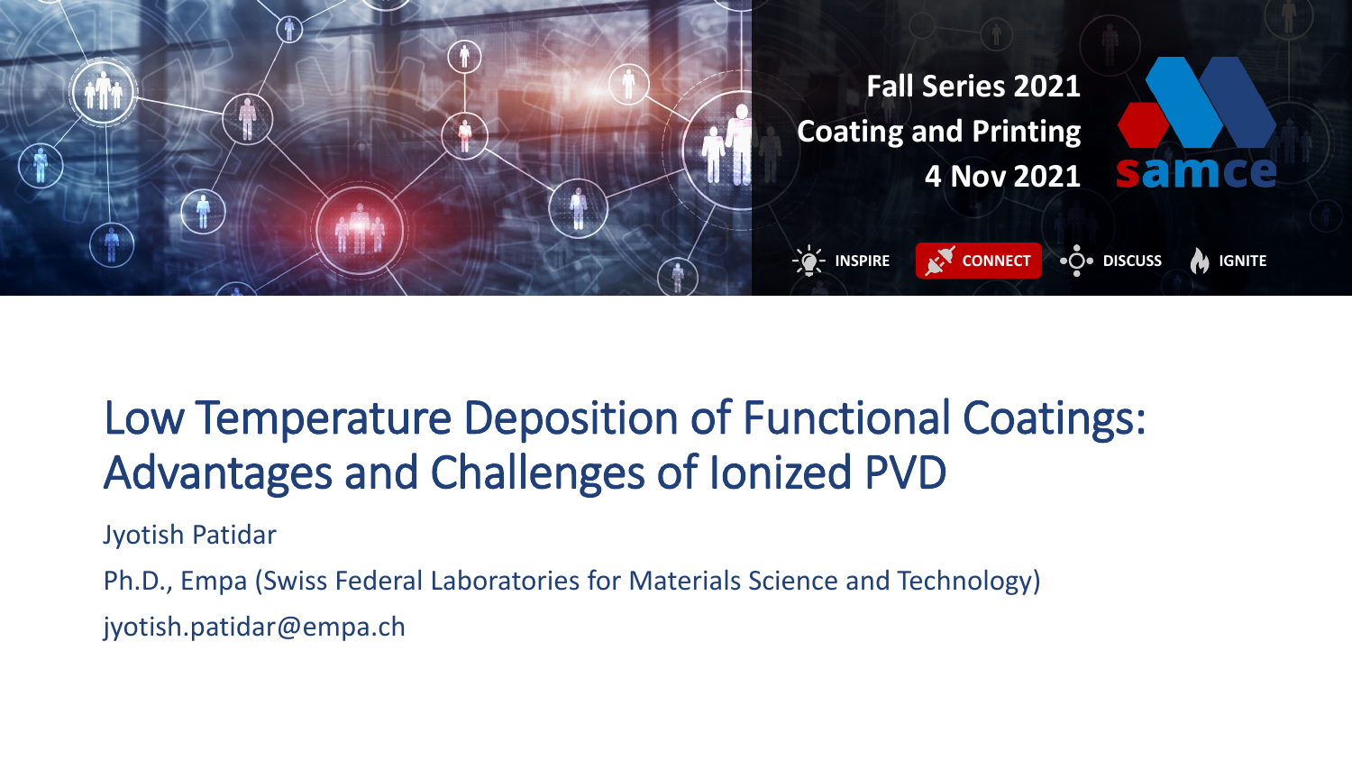Fall Series 2021

Coating and Printing

4 Nov 2021

samce

INSPIRE CONNECT DISCUSS IGNITE

# Low Temperature Deposition of Functional Coatings: Advantages and Challenges of Ionized PVD

Jyotish Patidar

Ph.D., Empa (Swiss Federal Laboratories for Materials Science and Technology)

jyotish.patidar@empa.ch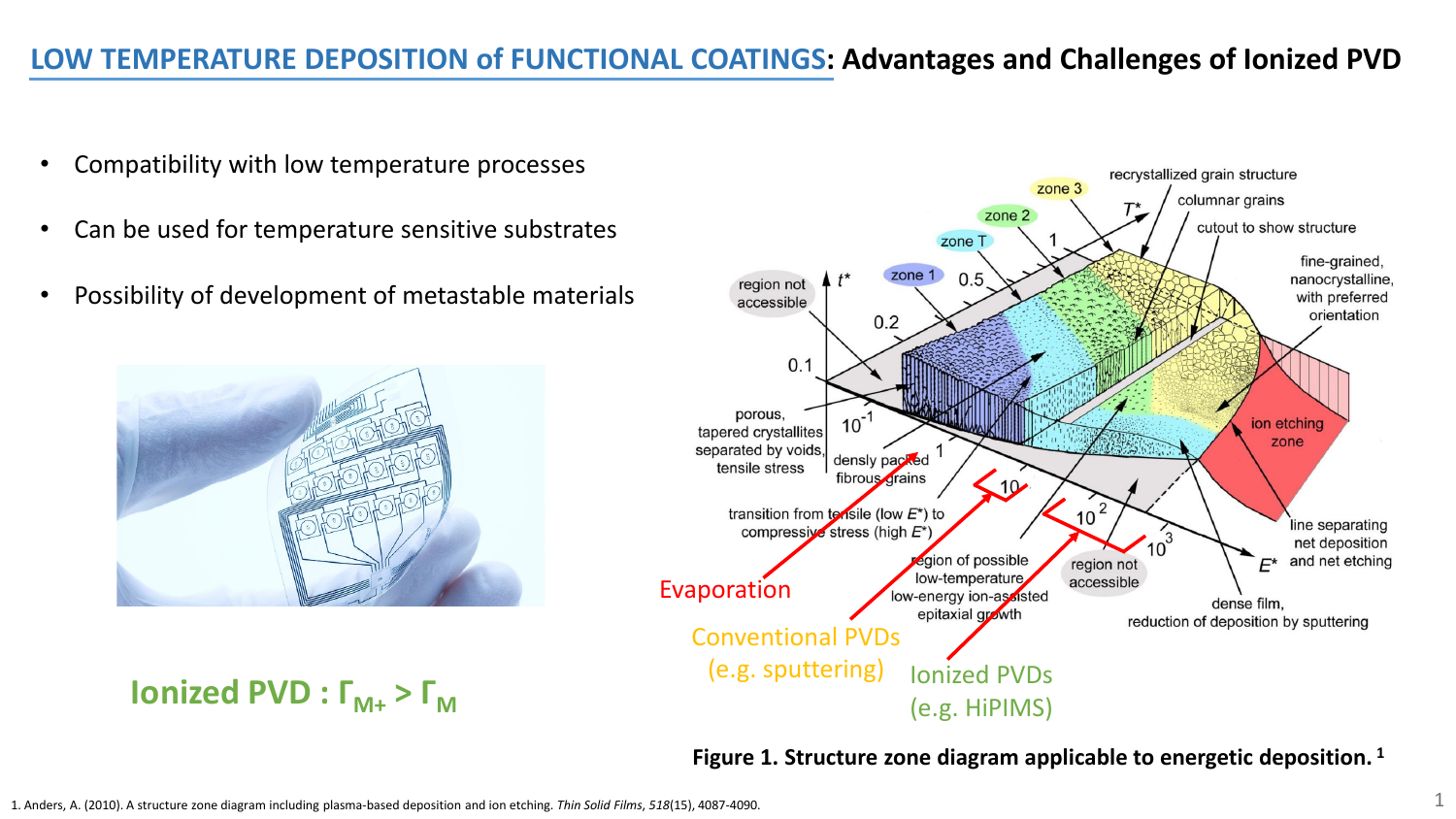# LOW TEMPERATURE DEPOSITION of FUNCTIONAL COATINGS: Advantages and Challenges of Ionized PVD

- Compatibility with low temperature processes
- Can be used for temperature sensitive substrates
- Possibility of development of metastable materials

**Ionized PVD : $\Gamma_{M+} > \Gamma_M$**

Evaporation

Conventional PVDs (e.g. sputtering)

Ionized PVDs (e.g. HiPIMS)

**Figure 1. Structure zone diagram applicable to energetic deposition.** [1]

1. Anders, A. (2010). A structure zone diagram including plasma-based deposition and ion etching. *Thin Solid Films*, *518*(15), 4087-4090.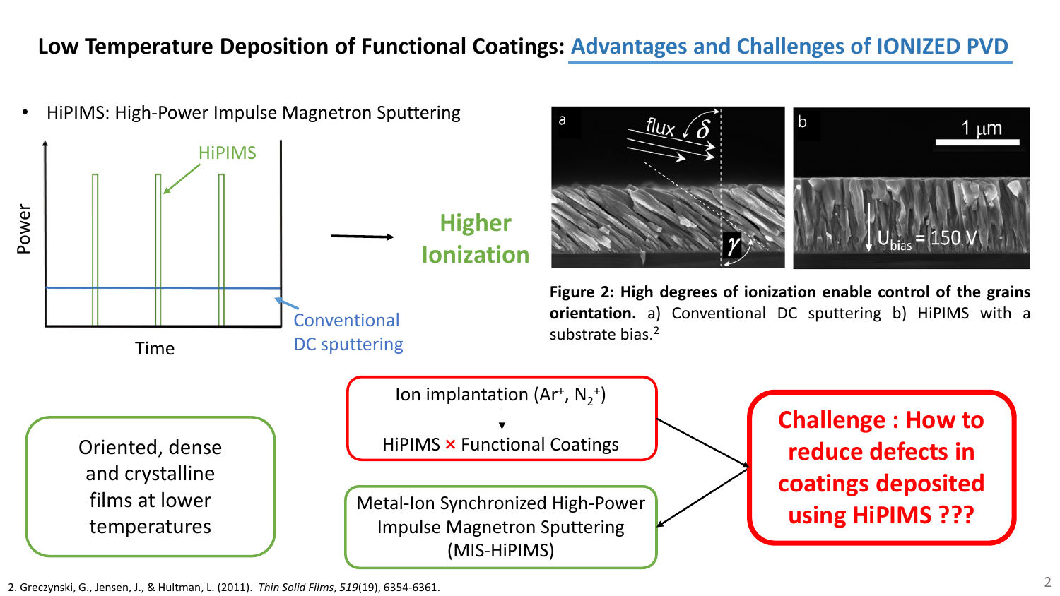# Low Temperature Deposition of Functional Coatings: Advantages and Challenges of IONIZED PVD

- HiPIMS: High-Power Impulse Magnetron Sputtering

Power

HiPIMS

Conventional DC sputtering

Time

**Higher Ionization**

**Figure 2: High degrees of ionization enable control of the grains orientation.** a) Conventional DC sputtering b) HiPIMS with a substrate bias.[2]

Oriented, dense and crystalline films at lower temperatures

Ion implantation ($Ar^+$, $N_2^+$)

↓

HiPIMS × Functional Coatings

Metal-Ion Synchronized High-Power Impulse Magnetron Sputtering (MIS-HiPIMS)

**Challenge : How to reduce defects in coatings deposited using HiPIMS ???**

2. Greczynski, G., Jensen, J., & Hultman, L. (2011). *Thin Solid Films*, *519*(19), 6354-6361.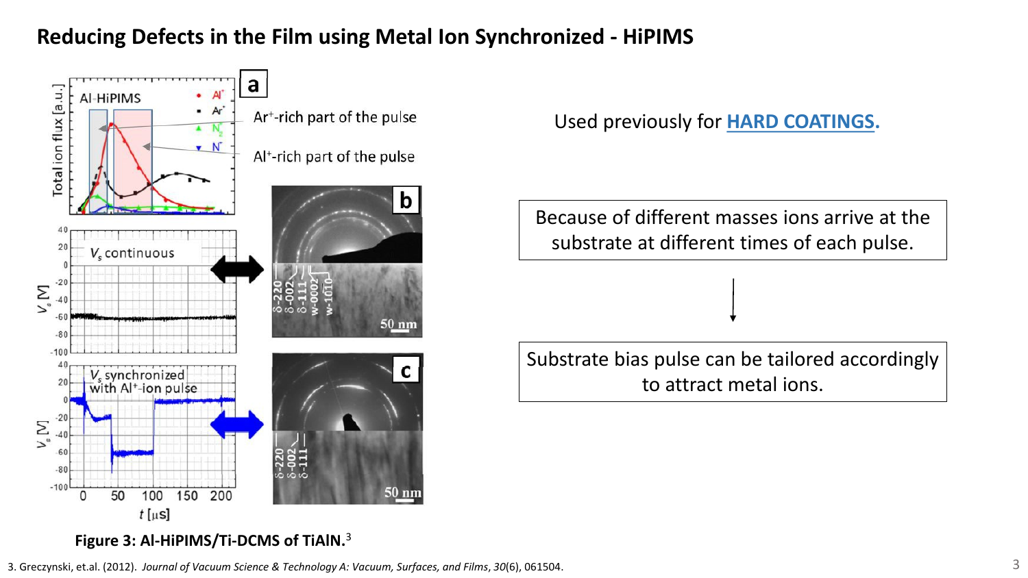# Reducing Defects in the Film using Metal Ion Synchronized - HiPIMS

Used previously for **HARD COATINGS.**

Because of different masses ions arrive at the substrate at different times of each pulse.

↓

Substrate bias pulse can be tailored accordingly to attract metal ions.

**Figure 3: Al-HiPIMS/Ti-DCMS of TiAlN.**[3]

3. Greczynski, et.al. (2012). *Journal of Vacuum Science & Technology A: Vacuum, Surfaces, and Films*, *30*(6), 061504.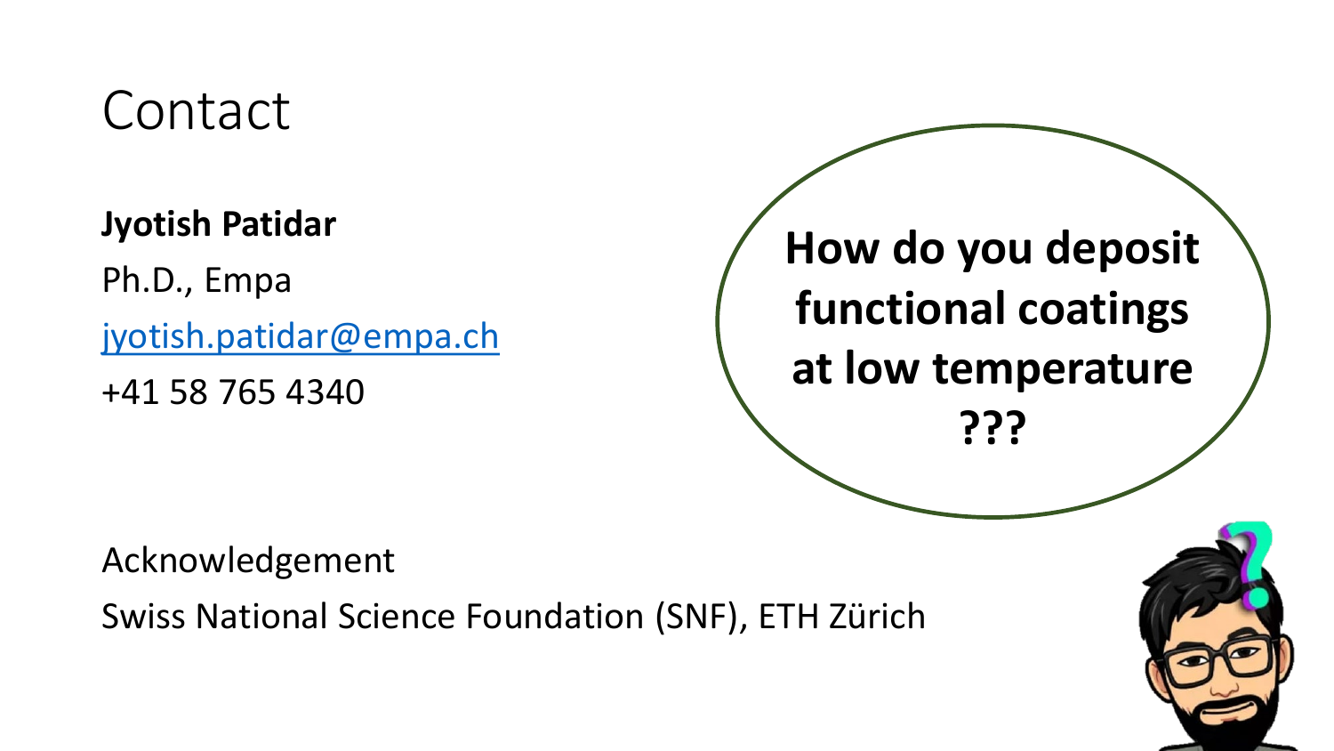# Contact

**Jyotish Patidar**

Ph.D., Empa

jyotish.patidar@empa.ch

+41 58 765 4340

**How do you deposit functional coatings at low temperature ???**

Acknowledgement

Swiss National Science Foundation (SNF), ETH Zürich